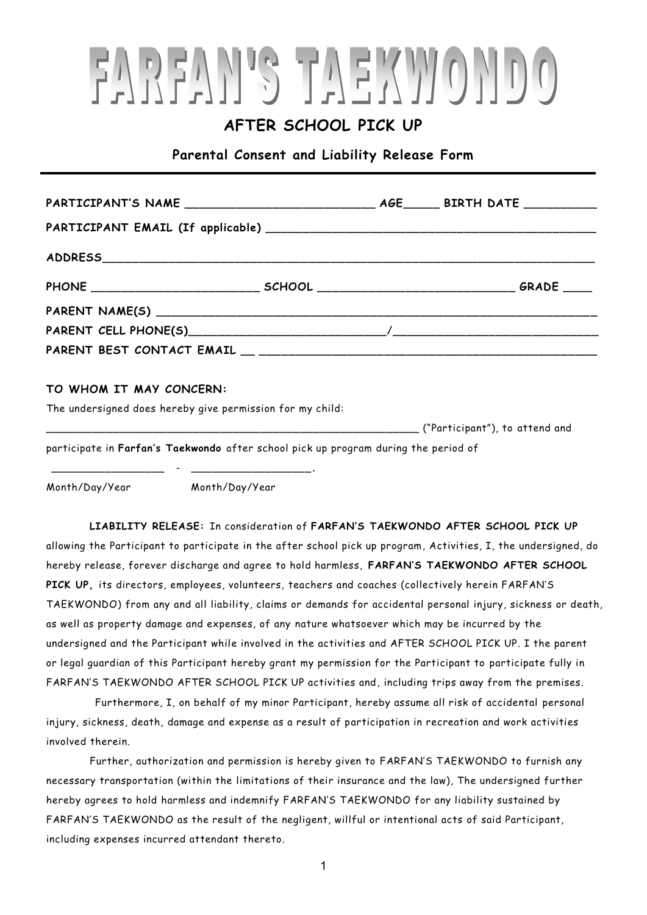# FARFAN'S TAEKWONDO

## AFTER SCHOOL PICK UP

### Parental Consent and Liability Release Form

---

**PARTICIPANT'S NAME** ___________________________ **AGE**_____ **BIRTH DATE** __________

**PARTICIPANT EMAIL (If applicable)** _______________________________________________

**ADDRESS**_____________________________________________________________________

**PHONE** ________________________ **SCHOOL** ____________________________ **GRADE** ____

**PARENT NAME(S)** ________________________________________________________________

**PARENT CELL PHONE(S)**____________________________/______________________________

**PARENT BEST CONTACT EMAIL** __ __________________________________________________

**TO WHOM IT MAY CONCERN:**

The undersigned does hereby give permission for my child:

_______________________________________________________ ("Participant"), to attend and participate in **Farfan's Taekwondo** after school pick up program during the period of

_________________ - __________________.

Month/Day/Year Month/Day/Year

**LIABILITY RELEASE:** In consideration of **FARFAN'S TAEKWONDO AFTER SCHOOL PICK UP** allowing the Participant to participate in the after school pick up program, Activities, I, the undersigned, do hereby release, forever discharge and agree to hold harmless, **FARFAN'S TAEKWONDO AFTER SCHOOL PICK UP,** its directors, employees, volunteers, teachers and coaches (collectively herein FARFAN'S TAEKWONDO) from any and all liability, claims or demands for accidental personal injury, sickness or death, as well as property damage and expenses, of any nature whatsoever which may be incurred by the undersigned and the Participant while involved in the activities and AFTER SCHOOL PICK UP. I the parent or legal guardian of this Participant hereby grant my permission for the Participant to participate fully in FARFAN'S TAEKWONDO AFTER SCHOOL PICK UP activities and, including trips away from the premises.

Furthermore, I, on behalf of my minor Participant, hereby assume all risk of accidental personal injury, sickness, death, damage and expense as a result of participation in recreation and work activities involved therein.

Further, authorization and permission is hereby given to FARFAN'S TAEKWONDO to furnish any necessary transportation (within the limitations of their insurance and the law), The undersigned further hereby agrees to hold harmless and indemnify FARFAN'S TAEKWONDO for any liability sustained by FARFAN'S TAEKWONDO as the result of the negligent, willful or intentional acts of said Participant, including expenses incurred attendant thereto.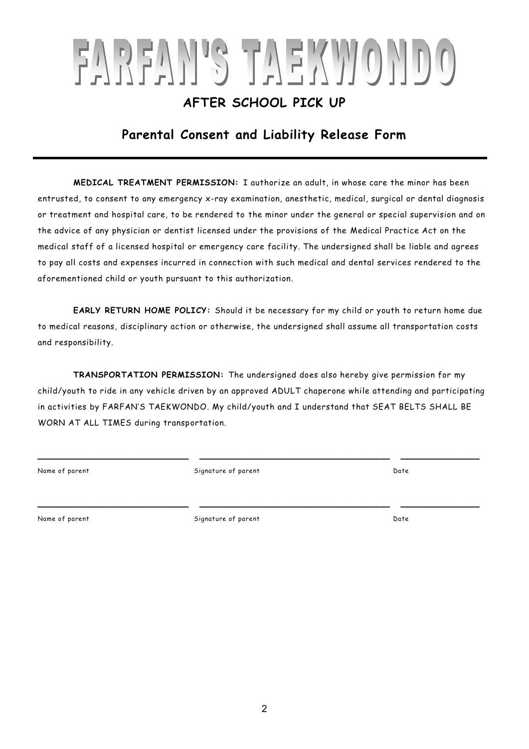# FARFAN'S TAEKWONDO

## AFTER SCHOOL PICK UP

## Parental Consent and Liability Release Form

---

**MEDICAL TREATMENT PERMISSION:** I authorize an adult, in whose care the minor has been entrusted, to consent to any emergency x-ray examination, anesthetic, medical, surgical or dental diagnosis or treatment and hospital care, to be rendered to the minor under the general or special supervision and on the advice of any physician or dentist licensed under the provisions of the Medical Practice Act on the medical staff of a licensed hospital or emergency care facility. The undersigned shall be liable and agrees to pay all costs and expenses incurred in connection with such medical and dental services rendered to the aforementioned child or youth pursuant to this authorization.

**EARLY RETURN HOME POLICY:** Should it be necessary for my child or youth to return home due to medical reasons, disciplinary action or otherwise, the undersigned shall assume all transportation costs and responsibility.

**TRANSPORTATION PERMISSION:** The undersigned does also hereby give permission for my child/youth to ride in any vehicle driven by an approved ADULT chaperone while attending and participating in activities by FARFAN'S TAEKWONDO. My child/youth and I understand that SEAT BELTS SHALL BE WORN AT ALL TIMES during transportation.

_____________________________ _____________________________________ ______________

Name of parent Signature of parent Date

_____________________________ _____________________________________ ______________

Name of parent Signature of parent Date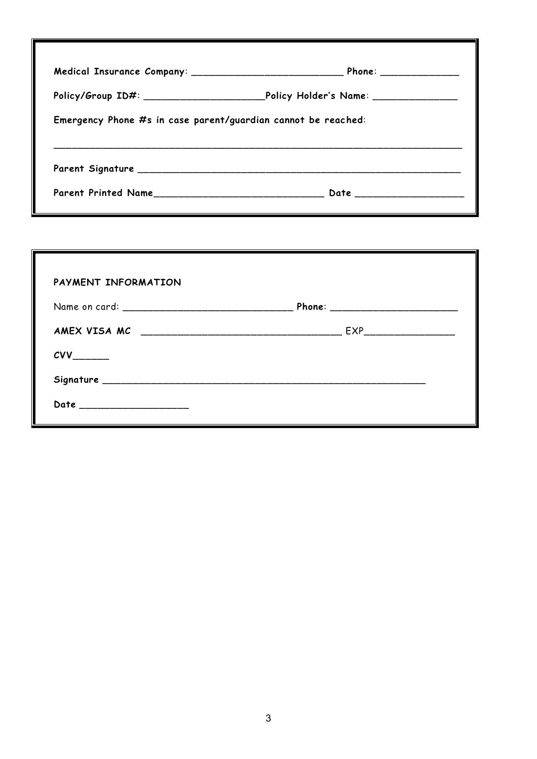**Medical Insurance Company**: ___________________________ **Phone**: ______________

**Policy/Group ID#**: _____________________**Policy Holder's Name**: _______________

**Emergency Phone #s in case parent/guardian cannot be reached**:

_______________________________________________________________________

**Parent Signature** _________________________________________________________

**Parent Printed Name**______________________________ **Date** ___________________

**PAYMENT INFORMATION**

Name on card: _____________________________ **Phone**: ______________________

**AMEX VISA MC** __________________________________ EXP________________

**CVV**______

**Signature** ___________________________________________________________

**Date** ___________________